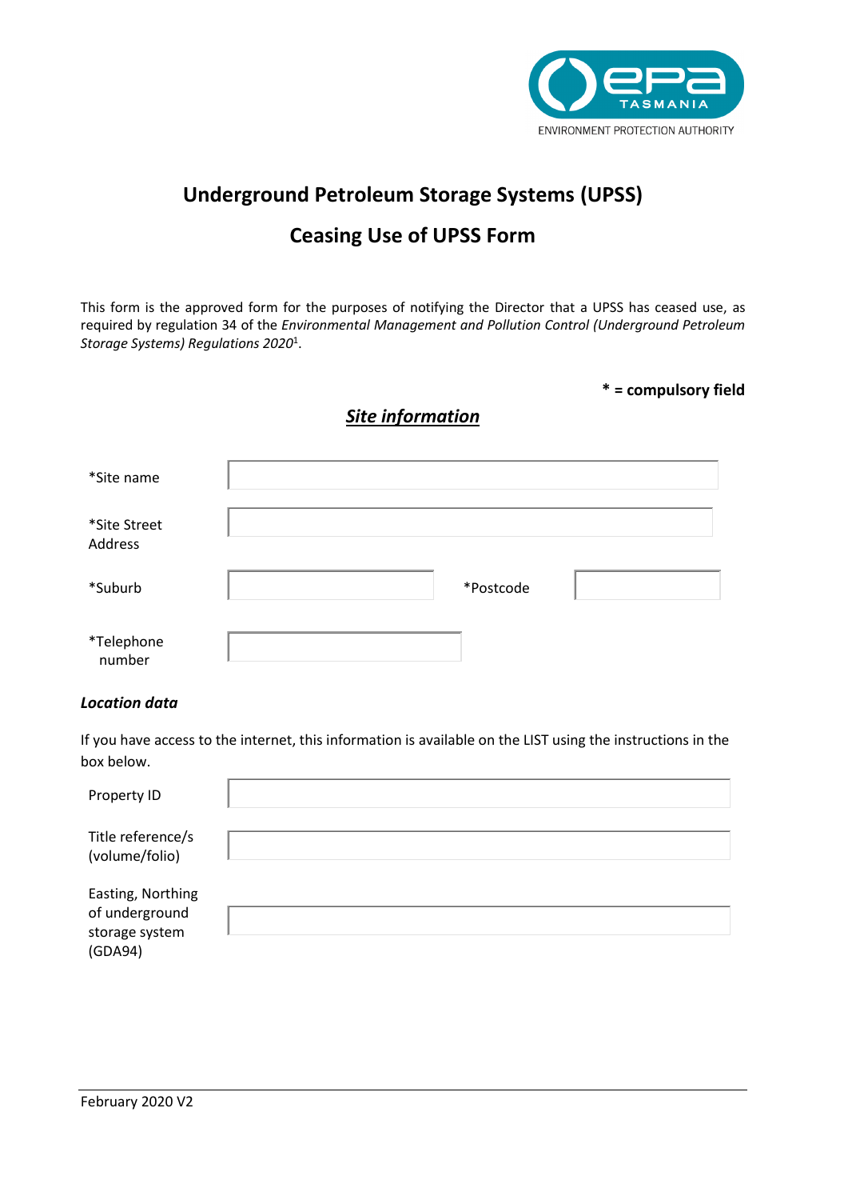# Underground Petroleum Storage Systems (UPSS)

## Ceasing Use of UPSS Form

This form is the approved form for the purposes of notifying the Director that a UPSS has ceased use, as required by regulation 34 of the *Environmental Management and Pollution Control (Underground Petroleum Storage Systems) Regulations 2020*[1].

**\* = compulsory field**

### *Site information*

| | | | |
|---|---|---|---|
| *Site name | | | |
| *Site Street Address | | | |
| *Suburb | | *Postcode | |
| *Telephone number | | | |

**_Location data_**

If you have access to the internet, this information is available on the LIST using the instructions in the box below.

| | |
|---|---|
| Property ID | |
| Title reference/s (volume/folio) | |
| Easting, Northing of underground storage system (GDA94) | |

February 2020 V2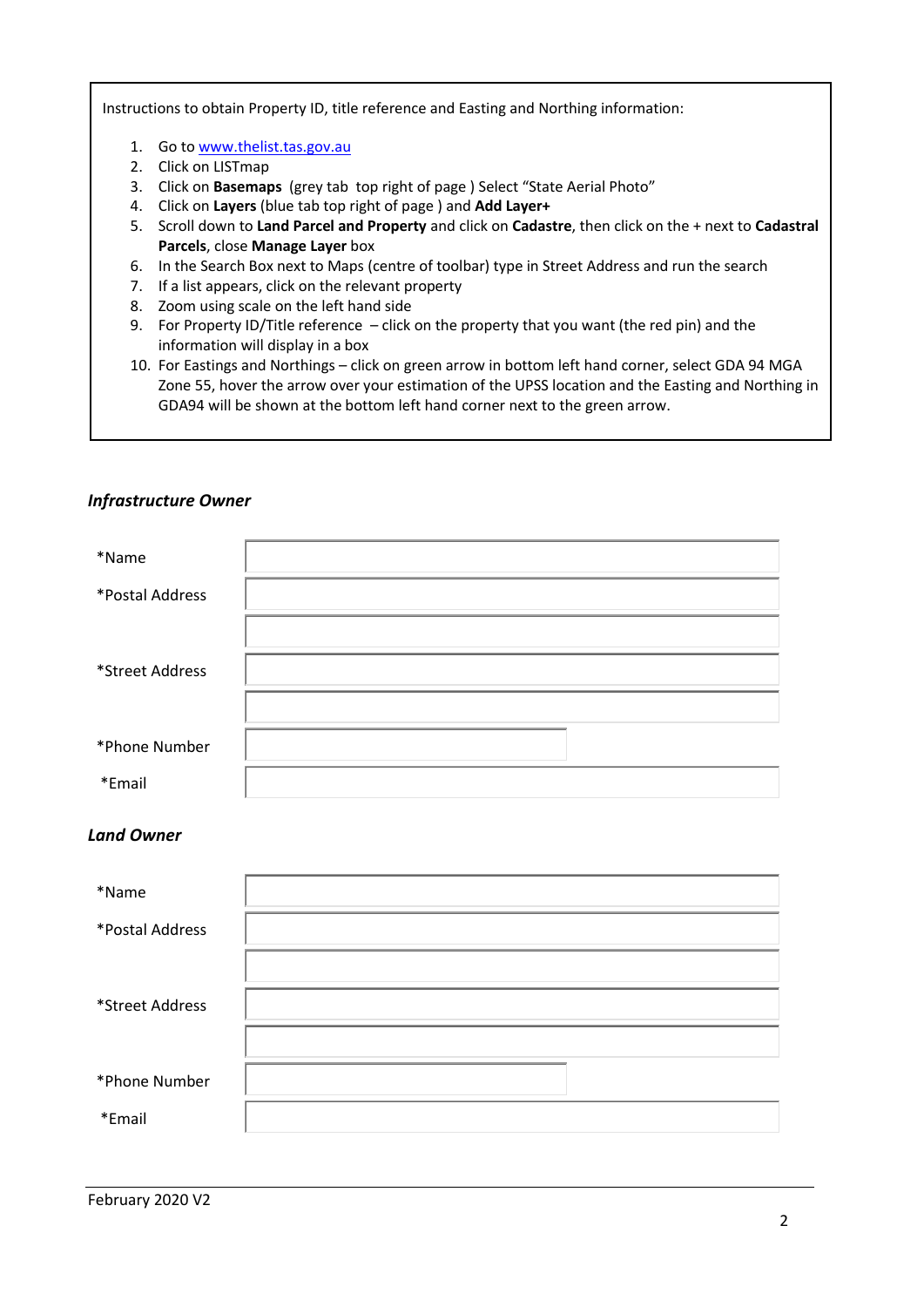Instructions to obtain Property ID, title reference and Easting and Northing information:

1. Go to [www.thelist.tas.gov.au](http://www.thelist.tas.gov.au)
2. Click on LISTmap
3. Click on **Basemaps** (grey tab top right of page ) Select "State Aerial Photo"
4. Click on **Layers** (blue tab top right of page ) and **Add Layer+**
5. Scroll down to **Land Parcel and Property** and click on **Cadastre**, then click on the + next to **Cadastral Parcels**, close **Manage Layer** box
6. In the Search Box next to Maps (centre of toolbar) type in Street Address and run the search
7. If a list appears, click on the relevant property
8. Zoom using scale on the left hand side
9. For Property ID/Title reference – click on the property that you want (the red pin) and the information will display in a box
10. For Eastings and Northings – click on green arrow in bottom left hand corner, select GDA 94 MGA Zone 55, hover the arrow over your estimation of the UPSS location and the Easting and Northing in GDA94 will be shown at the bottom left hand corner next to the green arrow.

### *Infrastructure Owner*

| | |
|---|---|
| *Name | |
| *Postal Address | |
| | |
| *Street Address | |
| | |
| *Phone Number | |
| *Email | |

### *Land Owner*

| | |
|---|---|
| *Name | |
| *Postal Address | |
| | |
| *Street Address | |
| | |
| *Phone Number | |
| *Email | |

February 2020 V2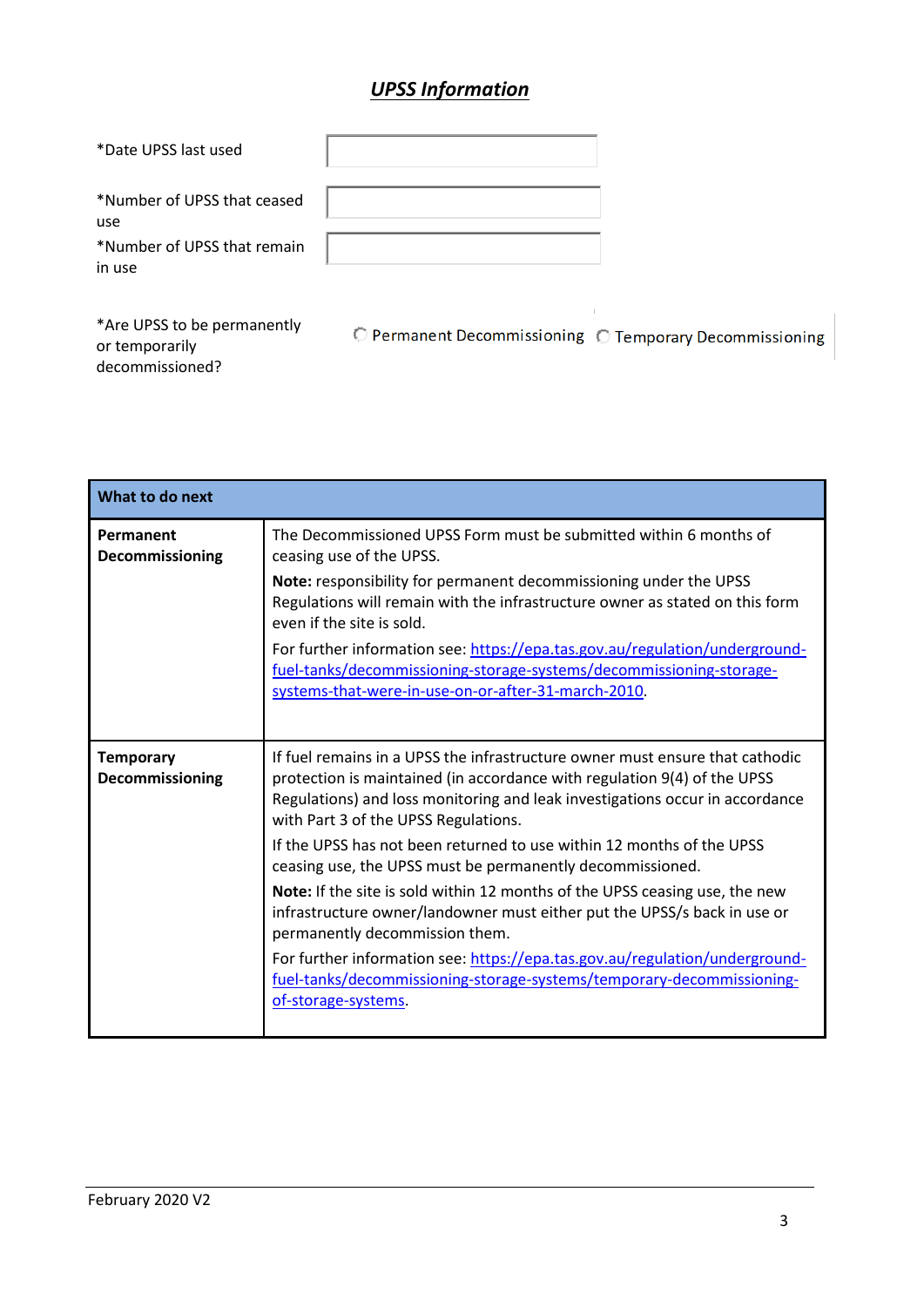## ***UPSS Information***

*Date UPSS last used

*Number of UPSS that ceased use

*Number of UPSS that remain in use

*Are UPSS to be permanently or temporarily decommissioned?

○ Permanent Decommissioning ○ Temporary Decommissioning

| **What to do next** | |
|---|---|
| **Permanent Decommissioning** | The Decommissioned UPSS Form must be submitted within 6 months of ceasing use of the UPSS.<br>**Note:** responsibility for permanent decommissioning under the UPSS Regulations will remain with the infrastructure owner as stated on this form even if the site is sold.<br>For further information see: https://epa.tas.gov.au/regulation/underground-fuel-tanks/decommissioning-storage-systems/decommissioning-storage-systems-that-were-in-use-on-or-after-31-march-2010. |
| **Temporary Decommissioning** | If fuel remains in a UPSS the infrastructure owner must ensure that cathodic protection is maintained (in accordance with regulation 9(4) of the UPSS Regulations) and loss monitoring and leak investigations occur in accordance with Part 3 of the UPSS Regulations.<br>If the UPSS has not been returned to use within 12 months of the UPSS ceasing use, the UPSS must be permanently decommissioned.<br>**Note:** If the site is sold within 12 months of the UPSS ceasing use, the new infrastructure owner/landowner must either put the UPSS/s back in use or permanently decommission them.<br>For further information see: https://epa.tas.gov.au/regulation/underground-fuel-tanks/decommissioning-storage-systems/temporary-decommissioning-of-storage-systems. |

February 2020 V2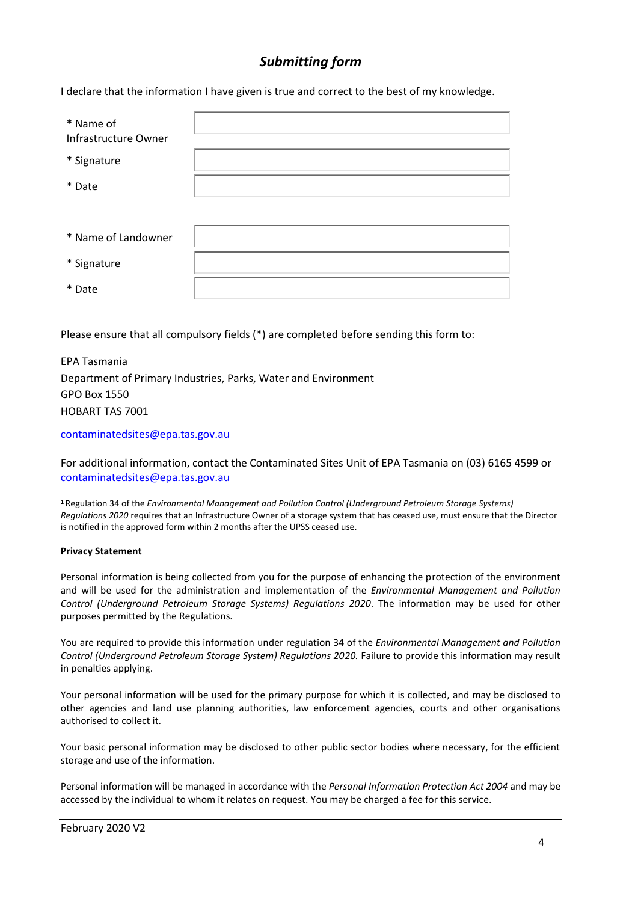## ***Submitting form***

I declare that the information I have given is true and correct to the best of my knowledge.

| | |
|---|---|
| * Name of Infrastructure Owner | |
| * Signature | |
| * Date | |

| | |
|---|---|
| * Name of Landowner | |
| * Signature | |
| * Date | |

Please ensure that all compulsory fields (*) are completed before sending this form to:

EPA Tasmania
Department of Primary Industries, Parks, Water and Environment
GPO Box 1550
HOBART TAS 7001

contaminatedsites@epa.tas.gov.au

For additional information, contact the Contaminated Sites Unit of EPA Tasmania on (03) 6165 4599 or contaminatedsites@epa.tas.gov.au

[1] Regulation 34 of the *Environmental Management and Pollution Control (Underground Petroleum Storage Systems) Regulations 2020* requires that an Infrastructure Owner of a storage system that has ceased use, must ensure that the Director is notified in the approved form within 2 months after the UPSS ceased use.

**Privacy Statement**

Personal information is being collected from you for the purpose of enhancing the protection of the environment and will be used for the administration and implementation of the *Environmental Management and Pollution Control (Underground Petroleum Storage Systems) Regulations 2020*. The information may be used for other purposes permitted by the Regulations.

You are required to provide this information under regulation 34 of the *Environmental Management and Pollution Control (Underground Petroleum Storage System) Regulations 2020.* Failure to provide this information may result in penalties applying.

Your personal information will be used for the primary purpose for which it is collected, and may be disclosed to other agencies and land use planning authorities, law enforcement agencies, courts and other organisations authorised to collect it.

Your basic personal information may be disclosed to other public sector bodies where necessary, for the efficient storage and use of the information.

Personal information will be managed in accordance with the *Personal Information Protection Act 2004* and may be accessed by the individual to whom it relates on request. You may be charged a fee for this service.

February 2020 V2